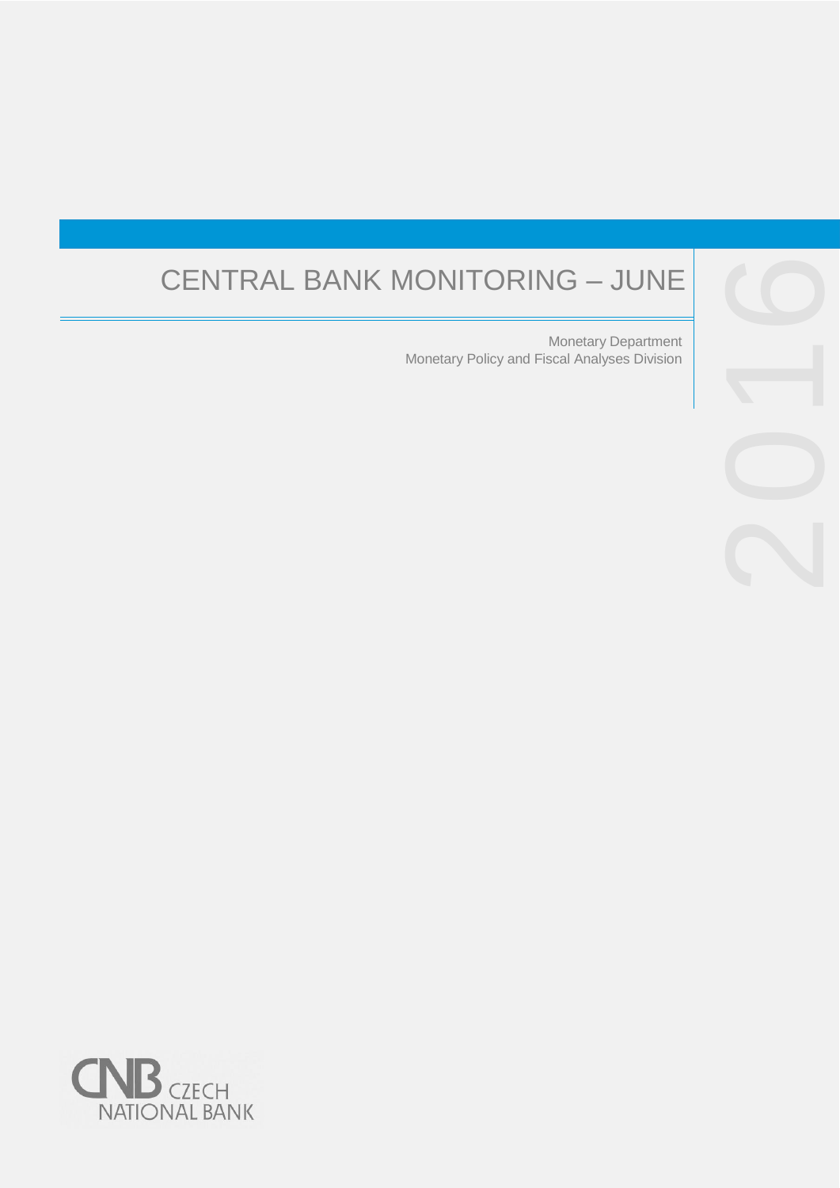# CENTRAL BANK MONITORING – JUNE 2016

Monetary Department
Monetary Policy and Fiscal Analyses Division

CNB CZECH NATIONAL BANK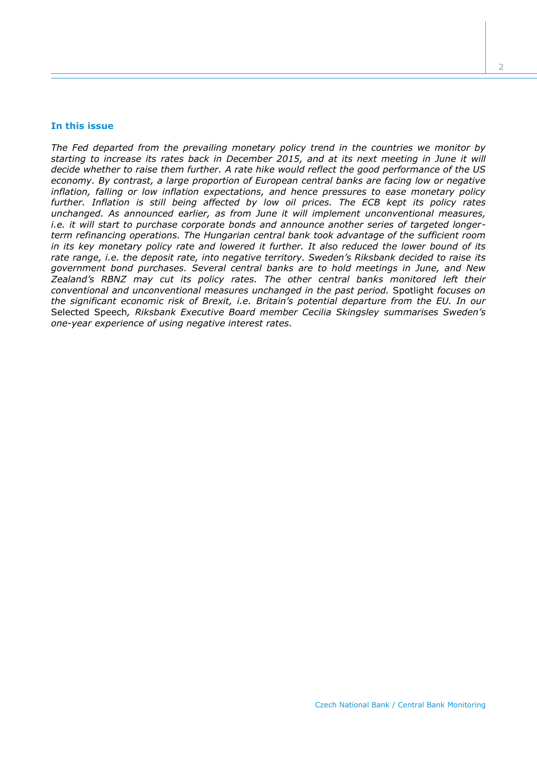## In this issue

*The Fed departed from the prevailing monetary policy trend in the countries we monitor by starting to increase its rates back in December 2015, and at its next meeting in June it will decide whether to raise them further. A rate hike would reflect the good performance of the US economy. By contrast, a large proportion of European central banks are facing low or negative inflation, falling or low inflation expectations, and hence pressures to ease monetary policy further. Inflation is still being affected by low oil prices. The ECB kept its policy rates unchanged. As announced earlier, as from June it will implement unconventional measures, i.e. it will start to purchase corporate bonds and announce another series of targeted longer-term refinancing operations. The Hungarian central bank took advantage of the sufficient room in its key monetary policy rate and lowered it further. It also reduced the lower bound of its rate range, i.e. the deposit rate, into negative territory. Sweden's Riksbank decided to raise its government bond purchases. Several central banks are to hold meetings in June, and New Zealand's RBNZ may cut its policy rates. The other central banks monitored left their conventional and unconventional measures unchanged in the past period.* Spotlight *focuses on the significant economic risk of Brexit, i.e. Britain's potential departure from the EU. In our* Selected Speech*, Riksbank Executive Board member Cecilia Skingsley summarises Sweden's one-year experience of using negative interest rates.*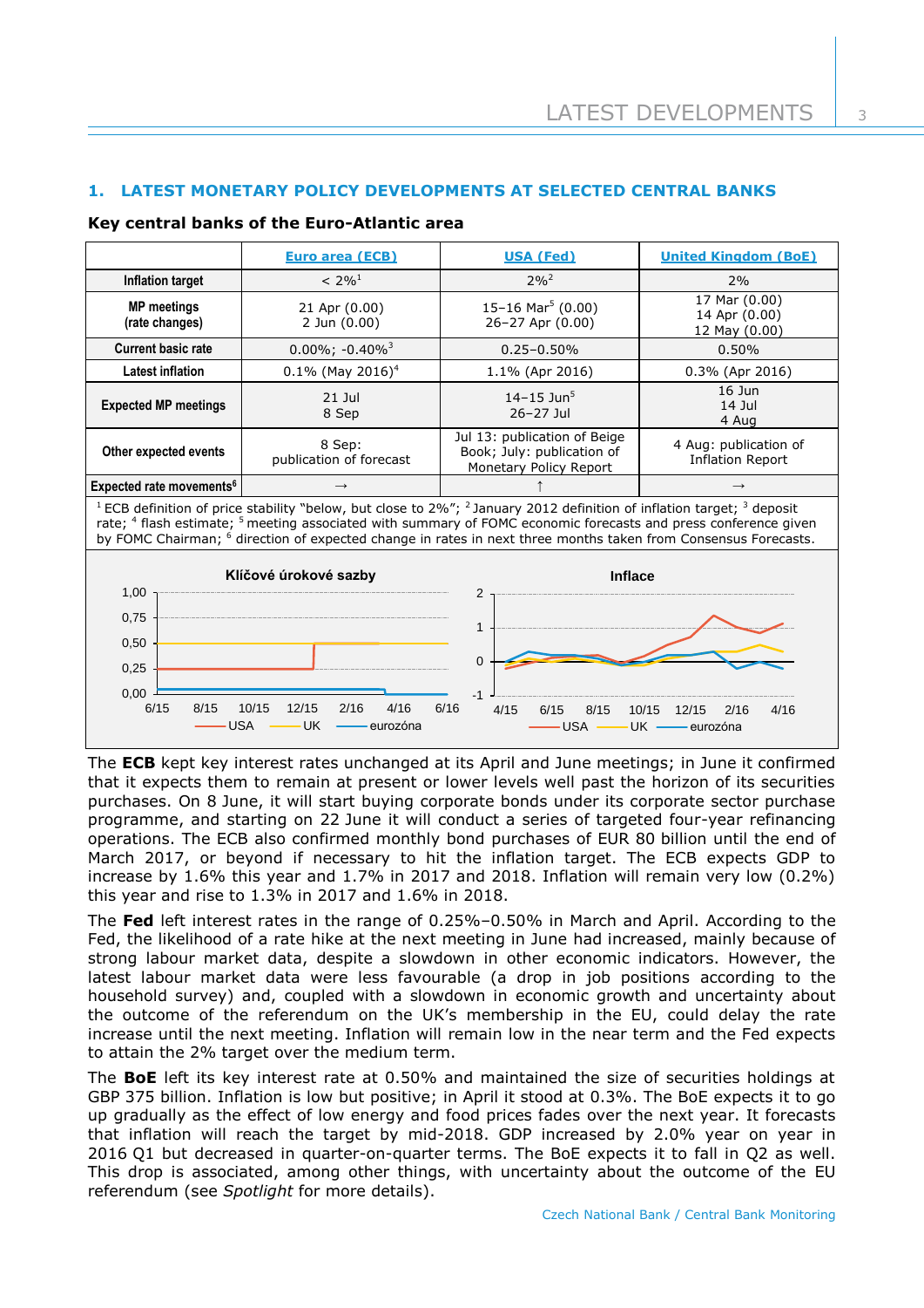## 1. LATEST MONETARY POLICY DEVELOPMENTS AT SELECTED CENTRAL BANKS

### Key central banks of the Euro-Atlantic area

| | Euro area (ECB) | USA (Fed) | United Kingdom (BoE) |
|---|---|---|---|
| Inflation target | < 2%[1] | 2%[2] | 2% |
| MP meetings (rate changes) | 21 Apr (0.00)<br>2 Jun (0.00) | 15–16 Mar[5] (0.00)<br>26–27 Apr (0.00) | 17 Mar (0.00)<br>14 Apr (0.00)<br>12 May (0.00) |
| Current basic rate | 0.00%; -0.40%[3] | 0.25–0.50% | 0.50% |
| Latest inflation | 0.1% (May 2016)[4] | 1.1% (Apr 2016) | 0.3% (Apr 2016) |
| Expected MP meetings | 21 Jul<br>8 Sep | 14–15 Jun[5]<br>26–27 Jul | 16 Jun<br>14 Jul<br>4 Aug |
| Other expected events | 8 Sep: publication of forecast | Jul 13: publication of Beige Book; July: publication of Monetary Policy Report | 4 Aug: publication of Inflation Report |
| Expected rate movements[6] | → | ↑ | → |

[1] ECB definition of price stability "below, but close to 2%"; [2] January 2012 definition of inflation target; [3] deposit rate; [4] flash estimate; [5] meeting associated with summary of FOMC economic forecasts and press conference given by FOMC Chairman; [6] direction of expected change in rates in next three months taken from Consensus Forecasts.

The **ECB** kept key interest rates unchanged at its April and June meetings; in June it confirmed that it expects them to remain at present or lower levels well past the horizon of its securities purchases. On 8 June, it will start buying corporate bonds under its corporate sector purchase programme, and starting on 22 June it will conduct a series of targeted four-year refinancing operations. The ECB also confirmed monthly bond purchases of EUR 80 billion until the end of March 2017, or beyond if necessary to hit the inflation target. The ECB expects GDP to increase by 1.6% this year and 1.7% in 2017 and 2018. Inflation will remain very low (0.2%) this year and rise to 1.3% in 2017 and 1.6% in 2018.

The **Fed** left interest rates in the range of 0.25%–0.50% in March and April. According to the Fed, the likelihood of a rate hike at the next meeting in June had increased, mainly because of strong labour market data, despite a slowdown in other economic indicators. However, the latest labour market data were less favourable (a drop in job positions according to the household survey) and, coupled with a slowdown in economic growth and uncertainty about the outcome of the referendum on the UK's membership in the EU, could delay the rate increase until the next meeting. Inflation will remain low in the near term and the Fed expects to attain the 2% target over the medium term.

The **BoE** left its key interest rate at 0.50% and maintained the size of securities holdings at GBP 375 billion. Inflation is low but positive; in April it stood at 0.3%. The BoE expects it to go up gradually as the effect of low energy and food prices fades over the next year. It forecasts that inflation will reach the target by mid-2018. GDP increased by 2.0% year on year in 2016 Q1 but decreased in quarter-on-quarter terms. The BoE expects it to fall in Q2 as well. This drop is associated, among other things, with uncertainty about the outcome of the EU referendum (see *Spotlight* for more details).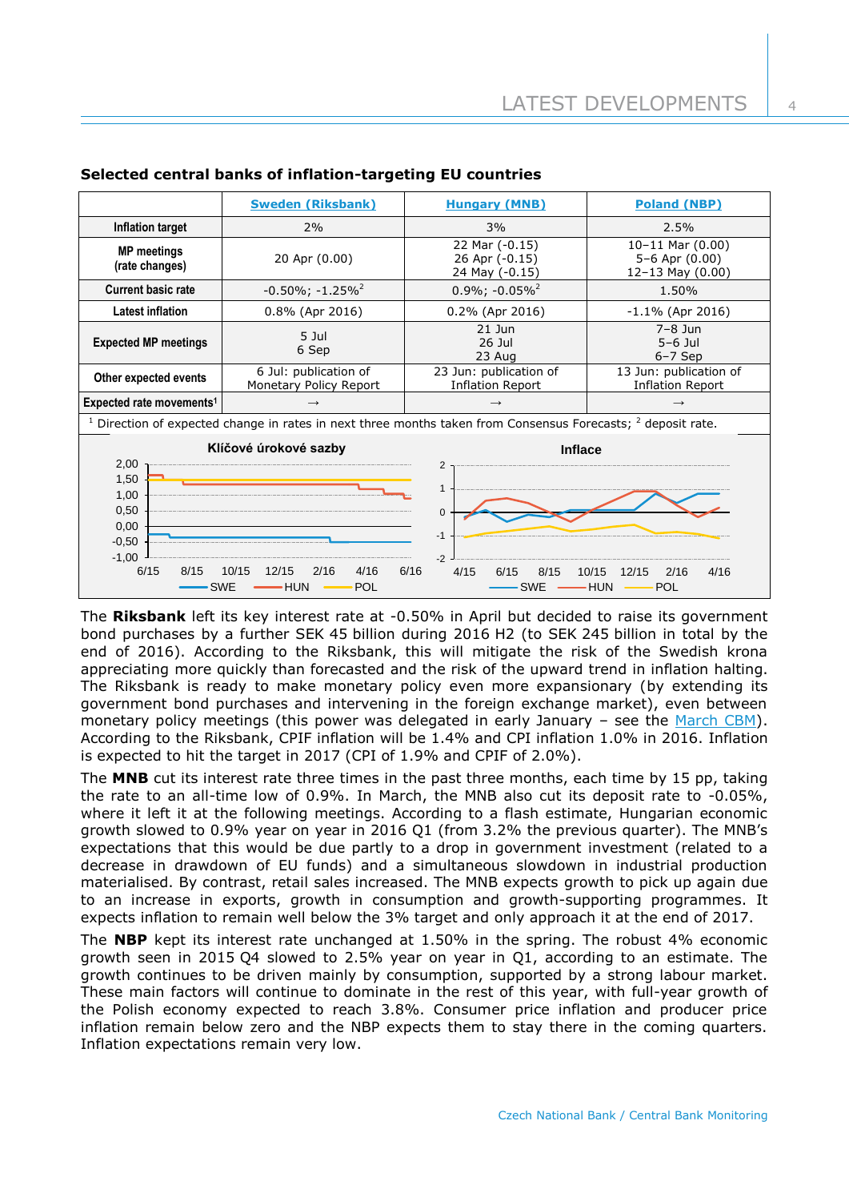**Selected central banks of inflation-targeting EU countries**

| | Sweden (Riksbank) | Hungary (MNB) | Poland (NBP) |
|---|---|---|---|
| Inflation target | 2% | 3% | 2.5% |
| MP meetings (rate changes) | 20 Apr (0.00) | 22 Mar (-0.15)<br>26 Apr (-0.15)<br>24 May (-0.15) | 10–11 Mar (0.00)<br>5–6 Apr (0.00)<br>12–13 May (0.00) |
| Current basic rate | -0.50%; -1.25%[2] | 0.9%; -0.05%[2] | 1.50% |
| Latest inflation | 0.8% (Apr 2016) | 0.2% (Apr 2016) | -1.1% (Apr 2016) |
| Expected MP meetings | 5 Jul<br>6 Sep | 21 Jun<br>26 Jul<br>23 Aug | 7–8 Jun<br>5–6 Jul<br>6–7 Sep |
| Other expected events | 6 Jul: publication of Monetary Policy Report | 23 Jun: publication of Inflation Report | 13 Jun: publication of Inflation Report |
| Expected rate movements[1] | → | → | → |

[1] Direction of expected change in rates in next three months taken from Consensus Forecasts; [2] deposit rate.

The **Riksbank** left its key interest rate at -0.50% in April but decided to raise its government bond purchases by a further SEK 45 billion during 2016 H2 (to SEK 245 billion in total by the end of 2016). According to the Riksbank, this will mitigate the risk of the Swedish krona appreciating more quickly than forecasted and the risk of the upward trend in inflation halting. The Riksbank is ready to make monetary policy even more expansionary (by extending its government bond purchases and intervening in the foreign exchange market), even between monetary policy meetings (this power was delegated in early January – see the March CBM). According to the Riksbank, CPIF inflation will be 1.4% and CPI inflation 1.0% in 2016. Inflation is expected to hit the target in 2017 (CPI of 1.9% and CPIF of 2.0%).

The **MNB** cut its interest rate three times in the past three months, each time by 15 pp, taking the rate to an all-time low of 0.9%. In March, the MNB also cut its deposit rate to -0.05%, where it left it at the following meetings. According to a flash estimate, Hungarian economic growth slowed to 0.9% year on year in 2016 Q1 (from 3.2% the previous quarter). The MNB's expectations that this would be due partly to a drop in government investment (related to a decrease in drawdown of EU funds) and a simultaneous slowdown in industrial production materialised. By contrast, retail sales increased. The MNB expects growth to pick up again due to an increase in exports, growth in consumption and growth-supporting programmes. It expects inflation to remain well below the 3% target and only approach it at the end of 2017.

The **NBP** kept its interest rate unchanged at 1.50% in the spring. The robust 4% economic growth seen in 2015 Q4 slowed to 2.5% year on year in Q1, according to an estimate. The growth continues to be driven mainly by consumption, supported by a strong labour market. These main factors will continue to dominate in the rest of this year, with full-year growth of the Polish economy expected to reach 3.8%. Consumer price inflation and producer price inflation remain below zero and the NBP expects them to stay there in the coming quarters. Inflation expectations remain very low.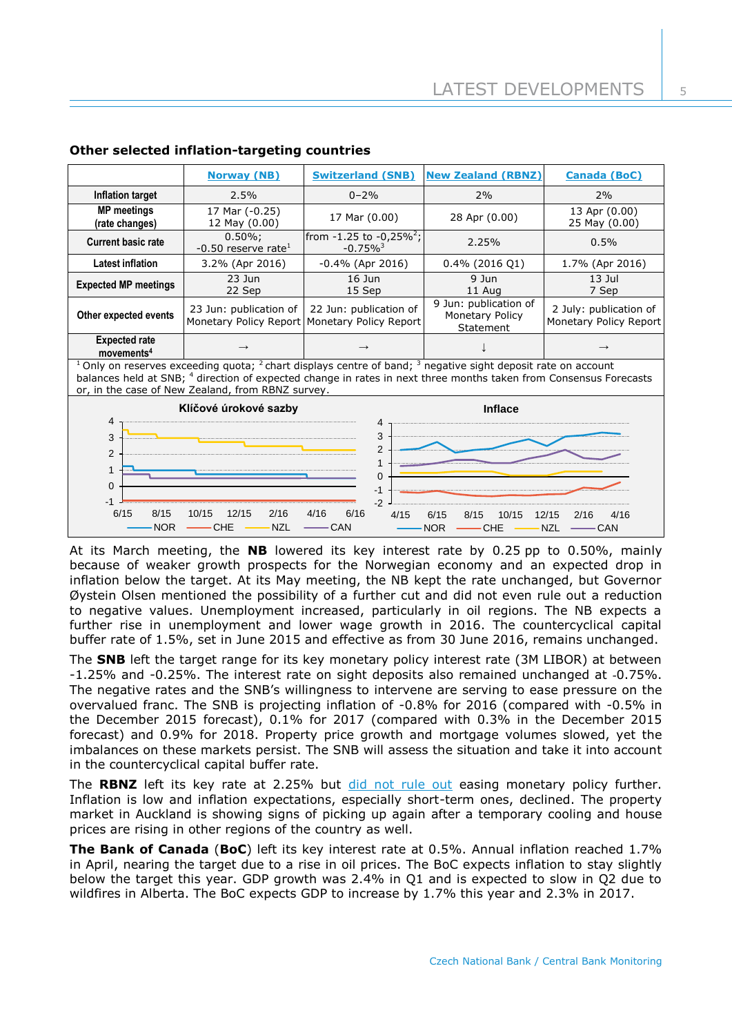**Other selected inflation-targeting countries**

| | Norway (NB) | Switzerland (SNB) | New Zealand (RBNZ) | Canada (BoC) |
|---|---|---|---|---|
| Inflation target | 2.5% | 0–2% | 2% | 2% |
| MP meetings (rate changes) | 17 Mar (-0.25) 12 May (0.00) | 17 Mar (0.00) | 28 Apr (0.00) | 13 Apr (0.00) 25 May (0.00) |
| Current basic rate | 0.50%; -0.50 reserve rate[1] | from -1.25 to -0,25%[2]; -0.75%[3] | 2.25% | 0.5% |
| Latest inflation | 3.2% (Apr 2016) | -0.4% (Apr 2016) | 0.4% (2016 Q1) | 1.7% (Apr 2016) |
| Expected MP meetings | 23 Jun 22 Sep | 16 Jun 15 Sep | 9 Jun 11 Aug | 13 Jul 7 Sep |
| Other expected events | 23 Jun: publication of Monetary Policy Report | 22 Jun: publication of Monetary Policy Report | 9 Jun: publication of Monetary Policy Statement | 2 July: publication of Monetary Policy Report |
| Expected rate movements[4] | → | → | ↓ | → |

[1] Only on reserves exceeding quota; [2] chart displays centre of band; [3] negative sight deposit rate on account balances held at SNB; [4] direction of expected change in rates in next three months taken from Consensus Forecasts or, in the case of New Zealand, from RBNZ survey.

At its March meeting, the **NB** lowered its key interest rate by 0.25 pp to 0.50%, mainly because of weaker growth prospects for the Norwegian economy and an expected drop in inflation below the target. At its May meeting, the NB kept the rate unchanged, but Governor Øystein Olsen mentioned the possibility of a further cut and did not even rule out a reduction to negative values. Unemployment increased, particularly in oil regions. The NB expects a further rise in unemployment and lower wage growth in 2016. The countercyclical capital buffer rate of 1.5%, set in June 2015 and effective as from 30 June 2016, remains unchanged.

The **SNB** left the target range for its key monetary policy interest rate (3M LIBOR) at between -1.25% and -0.25%. The interest rate on sight deposits also remained unchanged at -0.75%. The negative rates and the SNB's willingness to intervene are serving to ease pressure on the overvalued franc. The SNB is projecting inflation of -0.8% for 2016 (compared with -0.5% in the December 2015 forecast), 0.1% for 2017 (compared with 0.3% in the December 2015 forecast) and 0.9% for 2018. Property price growth and mortgage volumes slowed, yet the imbalances on these markets persist. The SNB will assess the situation and take it into account in the countercyclical capital buffer rate.

The **RBNZ** left its key rate at 2.25% but did not rule out easing monetary policy further. Inflation is low and inflation expectations, especially short-term ones, declined. The property market in Auckland is showing signs of picking up again after a temporary cooling and house prices are rising in other regions of the country as well.

**The Bank of Canada** (**BoC**) left its key interest rate at 0.5%. Annual inflation reached 1.7% in April, nearing the target due to a rise in oil prices. The BoC expects inflation to stay slightly below the target this year. GDP growth was 2.4% in Q1 and is expected to slow in Q2 due to wildfires in Alberta. The BoC expects GDP to increase by 1.7% this year and 2.3% in 2017.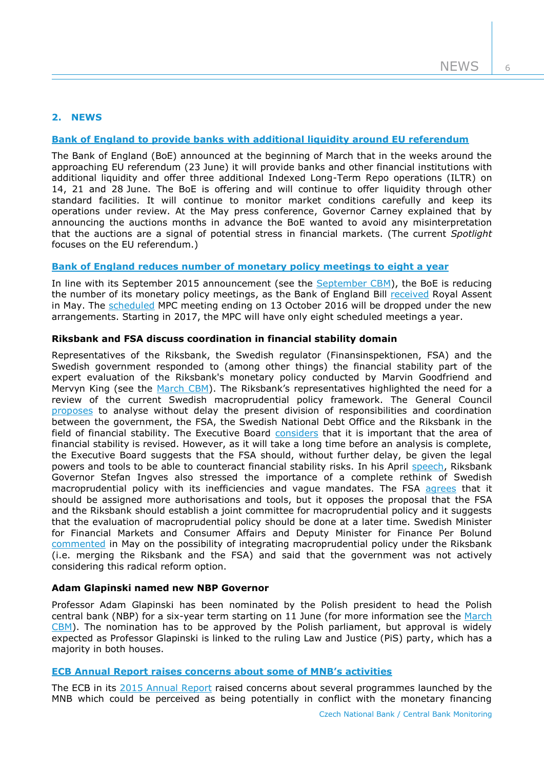## 2. NEWS

### Bank of England to provide banks with additional liquidity around EU referendum

The Bank of England (BoE) announced at the beginning of March that in the weeks around the approaching EU referendum (23 June) it will provide banks and other financial institutions with additional liquidity and offer three additional Indexed Long-Term Repo operations (ILTR) on 14, 21 and 28 June. The BoE is offering and will continue to offer liquidity through other standard facilities. It will continue to monitor market conditions carefully and keep its operations under review. At the May press conference, Governor Carney explained that by announcing the auctions months in advance the BoE wanted to avoid any misinterpretation that the auctions are a signal of potential stress in financial markets. (The current *Spotlight* focuses on the EU referendum.)

### Bank of England reduces number of monetary policy meetings to eight a year

In line with its September 2015 announcement (see the September CBM), the BoE is reducing the number of its monetary policy meetings, as the Bank of England Bill received Royal Assent in May. The scheduled MPC meeting ending on 13 October 2016 will be dropped under the new arrangements. Starting in 2017, the MPC will have only eight scheduled meetings a year.

### Riksbank and FSA discuss coordination in financial stability domain

Representatives of the Riksbank, the Swedish regulator (Finansinspektionen, FSA) and the Swedish government responded to (among other things) the financial stability part of the expert evaluation of the Riksbank's monetary policy conducted by Marvin Goodfriend and Mervyn King (see the March CBM). The Riksbank's representatives highlighted the need for a review of the current Swedish macroprudential policy framework. The General Council proposes to analyse without delay the present division of responsibilities and coordination between the government, the FSA, the Swedish National Debt Office and the Riksbank in the field of financial stability. The Executive Board considers that it is important that the area of financial stability is revised. However, as it will take a long time before an analysis is complete, the Executive Board suggests that the FSA should, without further delay, be given the legal powers and tools to be able to counteract financial stability risks. In his April speech, Riksbank Governor Stefan Ingves also stressed the importance of a complete rethink of Swedish macroprudential policy with its inefficiencies and vague mandates. The FSA agrees that it should be assigned more authorisations and tools, but it opposes the proposal that the FSA and the Riksbank should establish a joint committee for macroprudential policy and it suggests that the evaluation of macroprudential policy should be done at a later time. Swedish Minister for Financial Markets and Consumer Affairs and Deputy Minister for Finance Per Bolund commented in May on the possibility of integrating macroprudential policy under the Riksbank (i.e. merging the Riksbank and the FSA) and said that the government was not actively considering this radical reform option.

### Adam Glapinski named new NBP Governor

Professor Adam Glapinski has been nominated by the Polish president to head the Polish central bank (NBP) for a six-year term starting on 11 June (for more information see the March CBM). The nomination has to be approved by the Polish parliament, but approval is widely expected as Professor Glapinski is linked to the ruling Law and Justice (PiS) party, which has a majority in both houses.

### ECB Annual Report raises concerns about some of MNB's activities

The ECB in its 2015 Annual Report raised concerns about several programmes launched by the MNB which could be perceived as being potentially in conflict with the monetary financing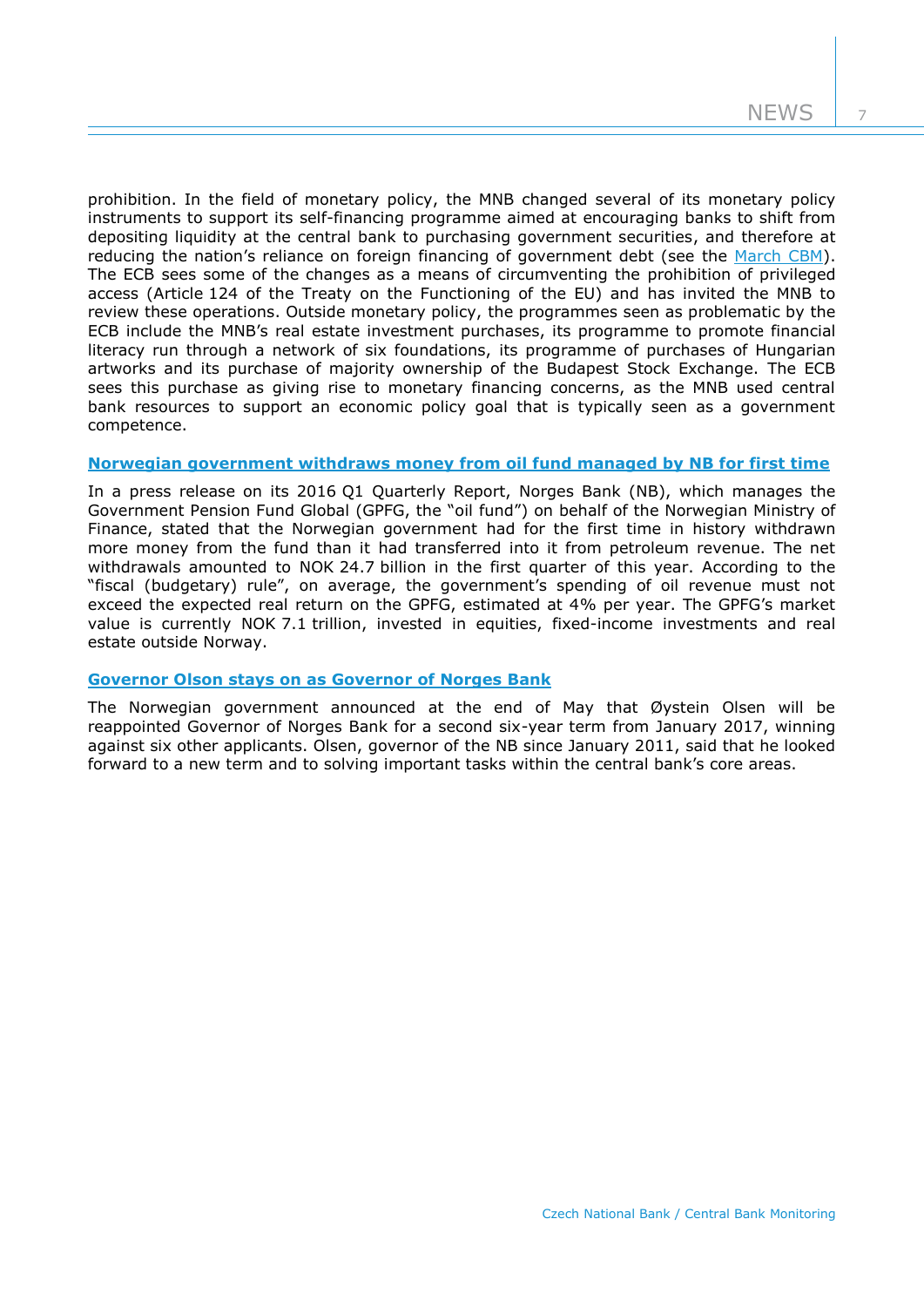prohibition. In the field of monetary policy, the MNB changed several of its monetary policy instruments to support its self-financing programme aimed at encouraging banks to shift from depositing liquidity at the central bank to purchasing government securities, and therefore at reducing the nation's reliance on foreign financing of government debt (see the March CBM). The ECB sees some of the changes as a means of circumventing the prohibition of privileged access (Article 124 of the Treaty on the Functioning of the EU) and has invited the MNB to review these operations. Outside monetary policy, the programmes seen as problematic by the ECB include the MNB's real estate investment purchases, its programme to promote financial literacy run through a network of six foundations, its programme of purchases of Hungarian artworks and its purchase of majority ownership of the Budapest Stock Exchange. The ECB sees this purchase as giving rise to monetary financing concerns, as the MNB used central bank resources to support an economic policy goal that is typically seen as a government competence.

### Norwegian government withdraws money from oil fund managed by NB for first time

In a press release on its 2016 Q1 Quarterly Report, Norges Bank (NB), which manages the Government Pension Fund Global (GPFG, the "oil fund") on behalf of the Norwegian Ministry of Finance, stated that the Norwegian government had for the first time in history withdrawn more money from the fund than it had transferred into it from petroleum revenue. The net withdrawals amounted to NOK 24.7 billion in the first quarter of this year. According to the "fiscal (budgetary) rule", on average, the government's spending of oil revenue must not exceed the expected real return on the GPFG, estimated at 4% per year. The GPFG's market value is currently NOK 7.1 trillion, invested in equities, fixed-income investments and real estate outside Norway.

### Governor Olson stays on as Governor of Norges Bank

The Norwegian government announced at the end of May that Øystein Olsen will be reappointed Governor of Norges Bank for a second six-year term from January 2017, winning against six other applicants. Olsen, governor of the NB since January 2011, said that he looked forward to a new term and to solving important tasks within the central bank's core areas.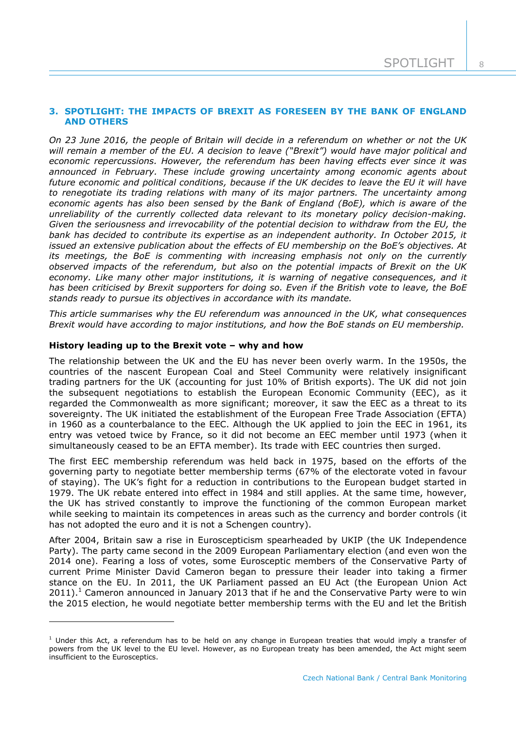## 3. SPOTLIGHT: THE IMPACTS OF BREXIT AS FORESEEN BY THE BANK OF ENGLAND AND OTHERS

*On 23 June 2016, the people of Britain will decide in a referendum on whether or not the UK will remain a member of the EU. A decision to leave ("Brexit") would have major political and economic repercussions. However, the referendum has been having effects ever since it was announced in February. These include growing uncertainty among economic agents about future economic and political conditions, because if the UK decides to leave the EU it will have to renegotiate its trading relations with many of its major partners. The uncertainty among economic agents has also been sensed by the Bank of England (BoE), which is aware of the unreliability of the currently collected data relevant to its monetary policy decision-making. Given the seriousness and irrevocability of the potential decision to withdraw from the EU, the bank has decided to contribute its expertise as an independent authority. In October 2015, it issued an extensive publication about the effects of EU membership on the BoE's objectives. At its meetings, the BoE is commenting with increasing emphasis not only on the currently observed impacts of the referendum, but also on the potential impacts of Brexit on the UK economy. Like many other major institutions, it is warning of negative consequences, and it has been criticised by Brexit supporters for doing so. Even if the British vote to leave, the BoE stands ready to pursue its objectives in accordance with its mandate.*

*This article summarises why the EU referendum was announced in the UK, what consequences Brexit would have according to major institutions, and how the BoE stands on EU membership.*

### History leading up to the Brexit vote – why and how

The relationship between the UK and the EU has never been overly warm. In the 1950s, the countries of the nascent European Coal and Steel Community were relatively insignificant trading partners for the UK (accounting for just 10% of British exports). The UK did not join the subsequent negotiations to establish the European Economic Community (EEC), as it regarded the Commonwealth as more significant; moreover, it saw the EEC as a threat to its sovereignty. The UK initiated the establishment of the European Free Trade Association (EFTA) in 1960 as a counterbalance to the EEC. Although the UK applied to join the EEC in 1961, its entry was vetoed twice by France, so it did not become an EEC member until 1973 (when it simultaneously ceased to be an EFTA member). Its trade with EEC countries then surged.

The first EEC membership referendum was held back in 1975, based on the efforts of the governing party to negotiate better membership terms (67% of the electorate voted in favour of staying). The UK's fight for a reduction in contributions to the European budget started in 1979. The UK rebate entered into effect in 1984 and still applies. At the same time, however, the UK has strived constantly to improve the functioning of the common European market while seeking to maintain its competences in areas such as the currency and border controls (it has not adopted the euro and it is not a Schengen country).

After 2004, Britain saw a rise in Euroscepticism spearheaded by UKIP (the UK Independence Party). The party came second in the 2009 European Parliamentary election (and even won the 2014 one). Fearing a loss of votes, some Eurosceptic members of the Conservative Party of current Prime Minister David Cameron began to pressure their leader into taking a firmer stance on the EU. In 2011, the UK Parliament passed an EU Act (the European Union Act 2011).[1] Cameron announced in January 2013 that if he and the Conservative Party were to win the 2015 election, he would negotiate better membership terms with the EU and let the British

---

[1] Under this Act, a referendum has to be held on any change in European treaties that would imply a transfer of powers from the UK level to the EU level. However, as no European treaty has been amended, the Act might seem insufficient to the Eurosceptics.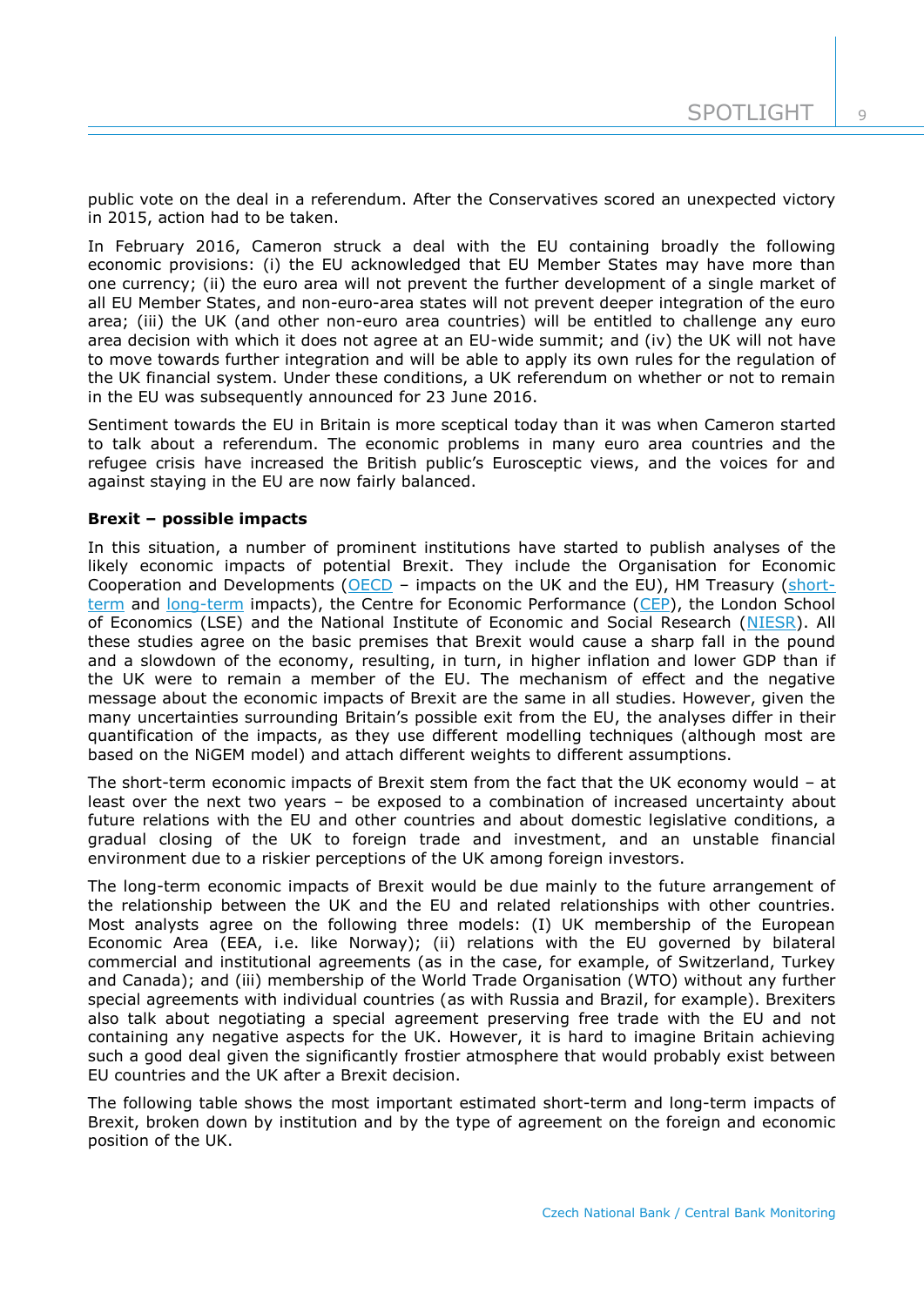public vote on the deal in a referendum. After the Conservatives scored an unexpected victory in 2015, action had to be taken.

In February 2016, Cameron struck a deal with the EU containing broadly the following economic provisions: (i) the EU acknowledged that EU Member States may have more than one currency; (ii) the euro area will not prevent the further development of a single market of all EU Member States, and non-euro-area states will not prevent deeper integration of the euro area; (iii) the UK (and other non-euro area countries) will be entitled to challenge any euro area decision with which it does not agree at an EU-wide summit; and (iv) the UK will not have to move towards further integration and will be able to apply its own rules for the regulation of the UK financial system. Under these conditions, a UK referendum on whether or not to remain in the EU was subsequently announced for 23 June 2016.

Sentiment towards the EU in Britain is more sceptical today than it was when Cameron started to talk about a referendum. The economic problems in many euro area countries and the refugee crisis have increased the British public's Eurosceptic views, and the voices for and against staying in the EU are now fairly balanced.

**Brexit – possible impacts**

In this situation, a number of prominent institutions have started to publish analyses of the likely economic impacts of potential Brexit. They include the Organisation for Economic Cooperation and Developments (OECD – impacts on the UK and the EU), HM Treasury (short-term and long-term impacts), the Centre for Economic Performance (CEP), the London School of Economics (LSE) and the National Institute of Economic and Social Research (NIESR). All these studies agree on the basic premises that Brexit would cause a sharp fall in the pound and a slowdown of the economy, resulting, in turn, in higher inflation and lower GDP than if the UK were to remain a member of the EU. The mechanism of effect and the negative message about the economic impacts of Brexit are the same in all studies. However, given the many uncertainties surrounding Britain's possible exit from the EU, the analyses differ in their quantification of the impacts, as they use different modelling techniques (although most are based on the NiGEM model) and attach different weights to different assumptions.

The short-term economic impacts of Brexit stem from the fact that the UK economy would – at least over the next two years – be exposed to a combination of increased uncertainty about future relations with the EU and other countries and about domestic legislative conditions, a gradual closing of the UK to foreign trade and investment, and an unstable financial environment due to a riskier perceptions of the UK among foreign investors.

The long-term economic impacts of Brexit would be due mainly to the future arrangement of the relationship between the UK and the EU and related relationships with other countries. Most analysts agree on the following three models: (I) UK membership of the European Economic Area (EEA, i.e. like Norway); (ii) relations with the EU governed by bilateral commercial and institutional agreements (as in the case, for example, of Switzerland, Turkey and Canada); and (iii) membership of the World Trade Organisation (WTO) without any further special agreements with individual countries (as with Russia and Brazil, for example). Brexiters also talk about negotiating a special agreement preserving free trade with the EU and not containing any negative aspects for the UK. However, it is hard to imagine Britain achieving such a good deal given the significantly frostier atmosphere that would probably exist between EU countries and the UK after a Brexit decision.

The following table shows the most important estimated short-term and long-term impacts of Brexit, broken down by institution and by the type of agreement on the foreign and economic position of the UK.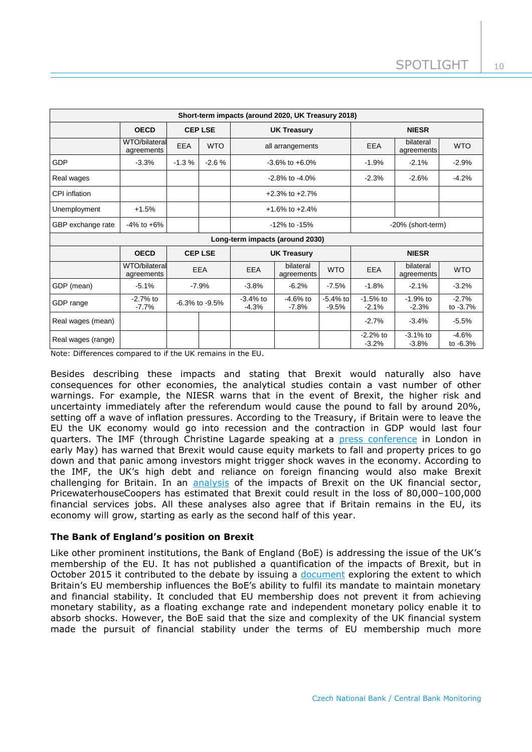| Short-term impacts (around 2020, UK Treasury 2018) | | | | | | | | | |
|---|---|---|---|---|---|---|---|---|---|
| | OECD | CEP LSE | | UK Treasury | | | NIESR | | |
| | WTO/bilateral agreements | EEA | WTO | all arrangements | | | EEA | bilateral agreements | WTO |
| GDP | -3.3% | -1.3 % | -2.6 % | -3.6% to +6.0% | | | -1.9% | -2.1% | -2.9% |
| Real wages | | | | -2.8% to -4.0% | | | -2.3% | -2.6% | -4.2% |
| CPI inflation | | | | +2.3% to +2.7% | | | | | |
| Unemployment | +1.5% | | | +1.6% to +2.4% | | | | | |
| GBP exchange rate | -4% to +6% | | | -12% to -15% | | | -20% (short-term) | | |
| **Long-term impacts (around 2030)** | | | | | | | | | |
| | **OECD** | **CEP LSE** | | **UK Treasury** | | | **NIESR** | | |
| | WTO/bilateral agreements | EEA | | EEA | bilateral agreements | WTO | EEA | bilateral agreements | WTO |
| GDP (mean) | -5.1% | -7.9% | | -3.8% | -6.2% | -7.5% | -1.8% | -2.1% | -3.2% |
| GDP range | -2.7% to -7.7% | -6.3% to -9.5% | | -3.4% to -4.3% | -4.6% to -7.8% | -5.4% to -9.5% | -1.5% to -2.1% | -1.9% to -2.3% | -2.7% to -3.7% |
| Real wages (mean) | | | | | | | -2.7% | -3.4% | -5.5% |
| Real wages (range) | | | | | | | -2.2% to -3.2% | -3.1% to -3.8% | -4.6% to -6.3% |

Note: Differences compared to if the UK remains in the EU.

Besides describing these impacts and stating that Brexit would naturally also have consequences for other economies, the analytical studies contain a vast number of other warnings. For example, the NIESR warns that in the event of Brexit, the higher risk and uncertainty immediately after the referendum would cause the pound to fall by around 20%, setting off a wave of inflation pressures. According to the Treasury, if Britain were to leave the EU the UK economy would go into recession and the contraction in GDP would last four quarters. The IMF (through Christine Lagarde speaking at a press conference in London in early May) has warned that Brexit would cause equity markets to fall and property prices to go down and that panic among investors might trigger shock waves in the economy. According to the IMF, the UK's high debt and reliance on foreign financing would also make Brexit challenging for Britain. In an analysis of the impacts of Brexit on the UK financial sector, PricewaterhouseCoopers has estimated that Brexit could result in the loss of 80,000–100,000 financial services jobs. All these analyses also agree that if Britain remains in the EU, its economy will grow, starting as early as the second half of this year.

**The Bank of England's position on Brexit**

Like other prominent institutions, the Bank of England (BoE) is addressing the issue of the UK's membership of the EU. It has not published a quantification of the impacts of Brexit, but in October 2015 it contributed to the debate by issuing a document exploring the extent to which Britain's EU membership influences the BoE's ability to fulfil its mandate to maintain monetary and financial stability. It concluded that EU membership does not prevent it from achieving monetary stability, as a floating exchange rate and independent monetary policy enable it to absorb shocks. However, the BoE said that the size and complexity of the UK financial system made the pursuit of financial stability under the terms of EU membership much more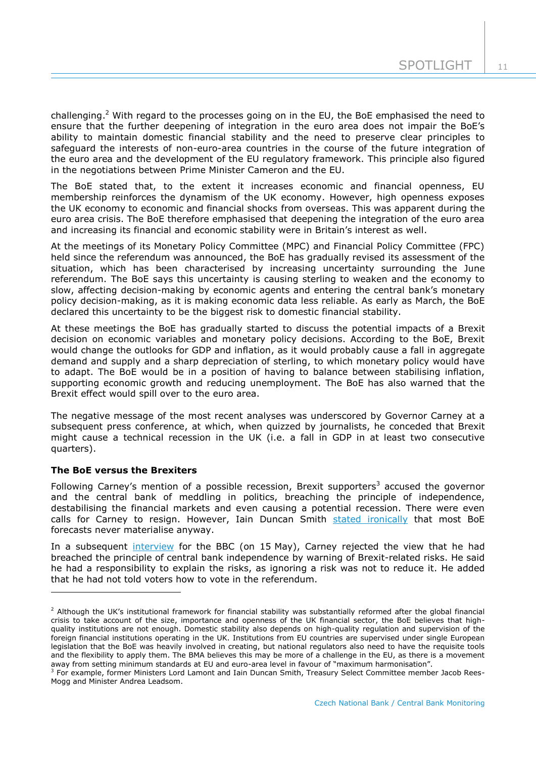challenging.[2] With regard to the processes going on in the EU, the BoE emphasised the need to ensure that the further deepening of integration in the euro area does not impair the BoE's ability to maintain domestic financial stability and the need to preserve clear principles to safeguard the interests of non-euro-area countries in the course of the future integration of the euro area and the development of the EU regulatory framework. This principle also figured in the negotiations between Prime Minister Cameron and the EU.

The BoE stated that, to the extent it increases economic and financial openness, EU membership reinforces the dynamism of the UK economy. However, high openness exposes the UK economy to economic and financial shocks from overseas. This was apparent during the euro area crisis. The BoE therefore emphasised that deepening the integration of the euro area and increasing its financial and economic stability were in Britain's interest as well.

At the meetings of its Monetary Policy Committee (MPC) and Financial Policy Committee (FPC) held since the referendum was announced, the BoE has gradually revised its assessment of the situation, which has been characterised by increasing uncertainty surrounding the June referendum. The BoE says this uncertainty is causing sterling to weaken and the economy to slow, affecting decision-making by economic agents and entering the central bank's monetary policy decision-making, as it is making economic data less reliable. As early as March, the BoE declared this uncertainty to be the biggest risk to domestic financial stability.

At these meetings the BoE has gradually started to discuss the potential impacts of a Brexit decision on economic variables and monetary policy decisions. According to the BoE, Brexit would change the outlooks for GDP and inflation, as it would probably cause a fall in aggregate demand and supply and a sharp depreciation of sterling, to which monetary policy would have to adapt. The BoE would be in a position of having to balance between stabilising inflation, supporting economic growth and reducing unemployment. The BoE has also warned that the Brexit effect would spill over to the euro area.

The negative message of the most recent analyses was underscored by Governor Carney at a subsequent press conference, at which, when quizzed by journalists, he conceded that Brexit might cause a technical recession in the UK (i.e. a fall in GDP in at least two consecutive quarters).

**The BoE versus the Brexiters**

Following Carney's mention of a possible recession, Brexit supporters[3] accused the governor and the central bank of meddling in politics, breaching the principle of independence, destabilising the financial markets and even causing a potential recession. There were even calls for Carney to resign. However, Iain Duncan Smith stated ironically that most BoE forecasts never materialise anyway.

In a subsequent interview for the BBC (on 15 May), Carney rejected the view that he had breached the principle of central bank independence by warning of Brexit-related risks. He said he had a responsibility to explain the risks, as ignoring a risk was not to reduce it. He added that he had not told voters how to vote in the referendum.

---

[2] Although the UK's institutional framework for financial stability was substantially reformed after the global financial crisis to take account of the size, importance and openness of the UK financial sector, the BoE believes that high-quality institutions are not enough. Domestic stability also depends on high-quality regulation and supervision of the foreign financial institutions operating in the UK. Institutions from EU countries are supervised under single European legislation that the BoE was heavily involved in creating, but national regulators also need to have the requisite tools and the flexibility to apply them. The BMA believes this may be more of a challenge in the EU, as there is a movement away from setting minimum standards at EU and euro-area level in favour of "maximum harmonisation".

[3] For example, former Ministers Lord Lamont and Iain Duncan Smith, Treasury Select Committee member Jacob Rees-Mogg and Minister Andrea Leadsom.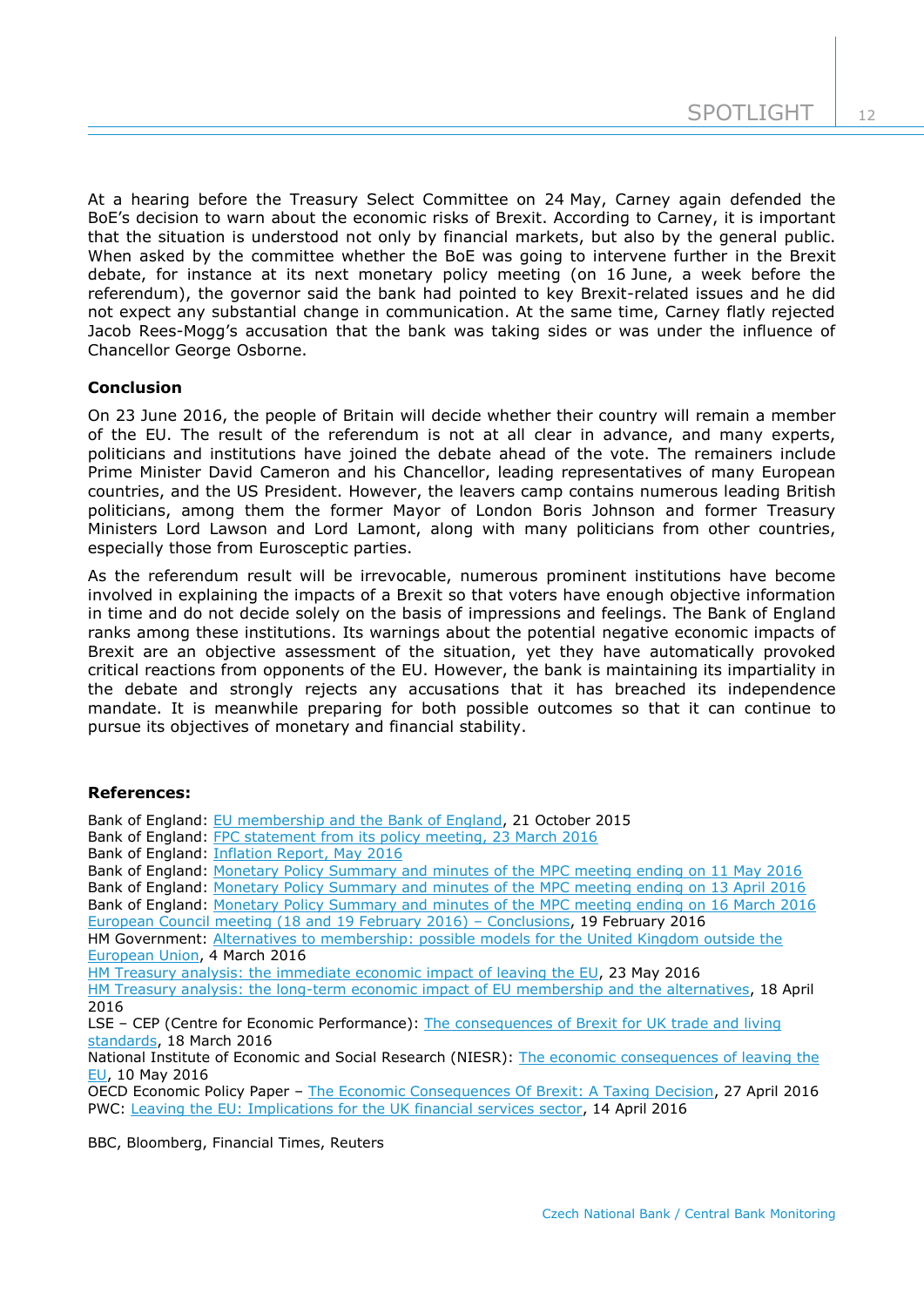At a hearing before the Treasury Select Committee on 24 May, Carney again defended the BoE's decision to warn about the economic risks of Brexit. According to Carney, it is important that the situation is understood not only by financial markets, but also by the general public. When asked by the committee whether the BoE was going to intervene further in the Brexit debate, for instance at its next monetary policy meeting (on 16 June, a week before the referendum), the governor said the bank had pointed to key Brexit-related issues and he did not expect any substantial change in communication. At the same time, Carney flatly rejected Jacob Rees-Mogg's accusation that the bank was taking sides or was under the influence of Chancellor George Osborne.

**Conclusion**

On 23 June 2016, the people of Britain will decide whether their country will remain a member of the EU. The result of the referendum is not at all clear in advance, and many experts, politicians and institutions have joined the debate ahead of the vote. The remainers include Prime Minister David Cameron and his Chancellor, leading representatives of many European countries, and the US President. However, the leavers camp contains numerous leading British politicians, among them the former Mayor of London Boris Johnson and former Treasury Ministers Lord Lawson and Lord Lamont, along with many politicians from other countries, especially those from Eurosceptic parties.

As the referendum result will be irrevocable, numerous prominent institutions have become involved in explaining the impacts of a Brexit so that voters have enough objective information in time and do not decide solely on the basis of impressions and feelings. The Bank of England ranks among these institutions. Its warnings about the potential negative economic impacts of Brexit are an objective assessment of the situation, yet they have automatically provoked critical reactions from opponents of the EU. However, the bank is maintaining its impartiality in the debate and strongly rejects any accusations that it has breached its independence mandate. It is meanwhile preparing for both possible outcomes so that it can continue to pursue its objectives of monetary and financial stability.

**References:**

Bank of England: EU membership and the Bank of England, 21 October 2015
Bank of England: FPC statement from its policy meeting, 23 March 2016
Bank of England: Inflation Report, May 2016
Bank of England: Monetary Policy Summary and minutes of the MPC meeting ending on 11 May 2016
Bank of England: Monetary Policy Summary and minutes of the MPC meeting ending on 13 April 2016
Bank of England: Monetary Policy Summary and minutes of the MPC meeting ending on 16 March 2016
European Council meeting (18 and 19 February 2016) – Conclusions, 19 February 2016
HM Government: Alternatives to membership: possible models for the United Kingdom outside the European Union, 4 March 2016
HM Treasury analysis: the immediate economic impact of leaving the EU, 23 May 2016
HM Treasury analysis: the long-term economic impact of EU membership and the alternatives, 18 April 2016
LSE – CEP (Centre for Economic Performance): The consequences of Brexit for UK trade and living standards, 18 March 2016
National Institute of Economic and Social Research (NIESR): The economic consequences of leaving the EU, 10 May 2016
OECD Economic Policy Paper – The Economic Consequences Of Brexit: A Taxing Decision, 27 April 2016
PWC: Leaving the EU: Implications for the UK financial services sector, 14 April 2016

BBC, Bloomberg, Financial Times, Reuters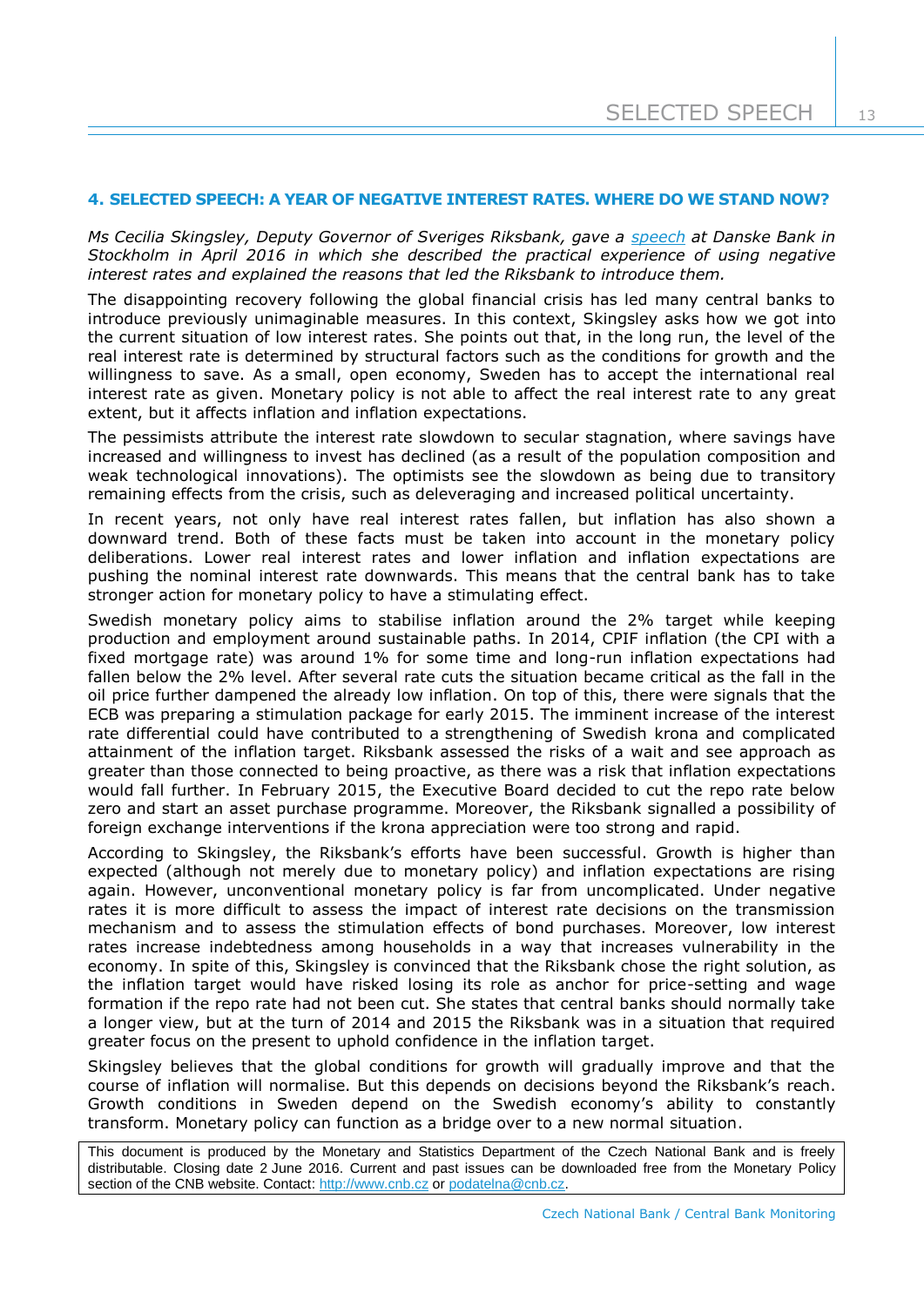## 4. SELECTED SPEECH: A YEAR OF NEGATIVE INTEREST RATES. WHERE DO WE STAND NOW?

*Ms Cecilia Skingsley, Deputy Governor of Sveriges Riksbank, gave a speech at Danske Bank in Stockholm in April 2016 in which she described the practical experience of using negative interest rates and explained the reasons that led the Riksbank to introduce them.*

The disappointing recovery following the global financial crisis has led many central banks to introduce previously unimaginable measures. In this context, Skingsley asks how we got into the current situation of low interest rates. She points out that, in the long run, the level of the real interest rate is determined by structural factors such as the conditions for growth and the willingness to save. As a small, open economy, Sweden has to accept the international real interest rate as given. Monetary policy is not able to affect the real interest rate to any great extent, but it affects inflation and inflation expectations.

The pessimists attribute the interest rate slowdown to secular stagnation, where savings have increased and willingness to invest has declined (as a result of the population composition and weak technological innovations). The optimists see the slowdown as being due to transitory remaining effects from the crisis, such as deleveraging and increased political uncertainty.

In recent years, not only have real interest rates fallen, but inflation has also shown a downward trend. Both of these facts must be taken into account in the monetary policy deliberations. Lower real interest rates and lower inflation and inflation expectations are pushing the nominal interest rate downwards. This means that the central bank has to take stronger action for monetary policy to have a stimulating effect.

Swedish monetary policy aims to stabilise inflation around the 2% target while keeping production and employment around sustainable paths. In 2014, CPIF inflation (the CPI with a fixed mortgage rate) was around 1% for some time and long-run inflation expectations had fallen below the 2% level. After several rate cuts the situation became critical as the fall in the oil price further dampened the already low inflation. On top of this, there were signals that the ECB was preparing a stimulation package for early 2015. The imminent increase of the interest rate differential could have contributed to a strengthening of Swedish krona and complicated attainment of the inflation target. Riksbank assessed the risks of a wait and see approach as greater than those connected to being proactive, as there was a risk that inflation expectations would fall further. In February 2015, the Executive Board decided to cut the repo rate below zero and start an asset purchase programme. Moreover, the Riksbank signalled a possibility of foreign exchange interventions if the krona appreciation were too strong and rapid.

According to Skingsley, the Riksbank's efforts have been successful. Growth is higher than expected (although not merely due to monetary policy) and inflation expectations are rising again. However, unconventional monetary policy is far from uncomplicated. Under negative rates it is more difficult to assess the impact of interest rate decisions on the transmission mechanism and to assess the stimulation effects of bond purchases. Moreover, low interest rates increase indebtedness among households in a way that increases vulnerability in the economy. In spite of this, Skingsley is convinced that the Riksbank chose the right solution, as the inflation target would have risked losing its role as anchor for price-setting and wage formation if the repo rate had not been cut. She states that central banks should normally take a longer view, but at the turn of 2014 and 2015 the Riksbank was in a situation that required greater focus on the present to uphold confidence in the inflation target.

Skingsley believes that the global conditions for growth will gradually improve and that the course of inflation will normalise. But this depends on decisions beyond the Riksbank's reach. Growth conditions in Sweden depend on the Swedish economy's ability to constantly transform. Monetary policy can function as a bridge over to a new normal situation.

This document is produced by the Monetary and Statistics Department of the Czech National Bank and is freely distributable. Closing date 2 June 2016. Current and past issues can be downloaded free from the Monetary Policy section of the CNB website. Contact: http://www.cnb.cz or podatelna@cnb.cz.